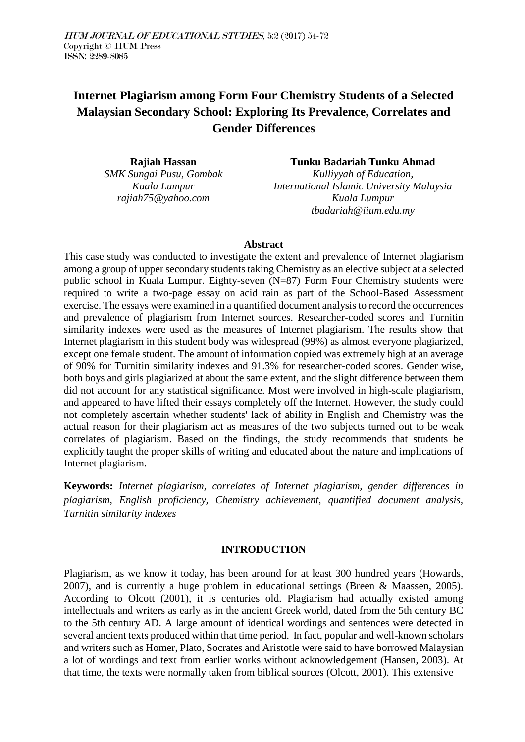# Internet Plagiarism among Form Four Chemistry Students of a Selected Malaysian Secondary School: Exploring Its Prevalence, Correlates and Gender Differences

**Rajiah Hassan**
*SMK Sungai Pusu, Gombak*
*Kuala Lumpur*
*rajiah75@yahoo.com*

**Tunku Badariah Tunku Ahmad**
*Kulliyyah of Education,*
*International Islamic University Malaysia*
*Kuala Lumpur*
*tbadariah@iium.edu.my*

## Abstract

This case study was conducted to investigate the extent and prevalence of Internet plagiarism among a group of upper secondary students taking Chemistry as an elective subject at a selected public school in Kuala Lumpur. Eighty-seven (N=87) Form Four Chemistry students were required to write a two-page essay on acid rain as part of the School-Based Assessment exercise. The essays were examined in a quantified document analysis to record the occurrences and prevalence of plagiarism from Internet sources. Researcher-coded scores and Turnitin similarity indexes were used as the measures of Internet plagiarism. The results show that Internet plagiarism in this student body was widespread (99%) as almost everyone plagiarized, except one female student. The amount of information copied was extremely high at an average of 90% for Turnitin similarity indexes and 91.3% for researcher-coded scores. Gender wise, both boys and girls plagiarized at about the same extent, and the slight difference between them did not account for any statistical significance. Most were involved in high-scale plagiarism, and appeared to have lifted their essays completely off the Internet. However, the study could not completely ascertain whether students' lack of ability in English and Chemistry was the actual reason for their plagiarism act as measures of the two subjects turned out to be weak correlates of plagiarism. Based on the findings, the study recommends that students be explicitly taught the proper skills of writing and educated about the nature and implications of Internet plagiarism.

**Keywords:** *Internet plagiarism, correlates of Internet plagiarism, gender differences in plagiarism, English proficiency, Chemistry achievement, quantified document analysis, Turnitin similarity indexes*

## INTRODUCTION

Plagiarism, as we know it today, has been around for at least 300 hundred years (Howards, 2007), and is currently a huge problem in educational settings (Breen & Maassen, 2005). According to Olcott (2001), it is centuries old. Plagiarism had actually existed among intellectuals and writers as early as in the ancient Greek world, dated from the 5th century BC to the 5th century AD. A large amount of identical wordings and sentences were detected in several ancient texts produced within that time period. In fact, popular and well-known scholars and writers such as Homer, Plato, Socrates and Aristotle were said to have borrowed Malaysian a lot of wordings and text from earlier works without acknowledgement (Hansen, 2003). At that time, the texts were normally taken from biblical sources (Olcott, 2001). This extensive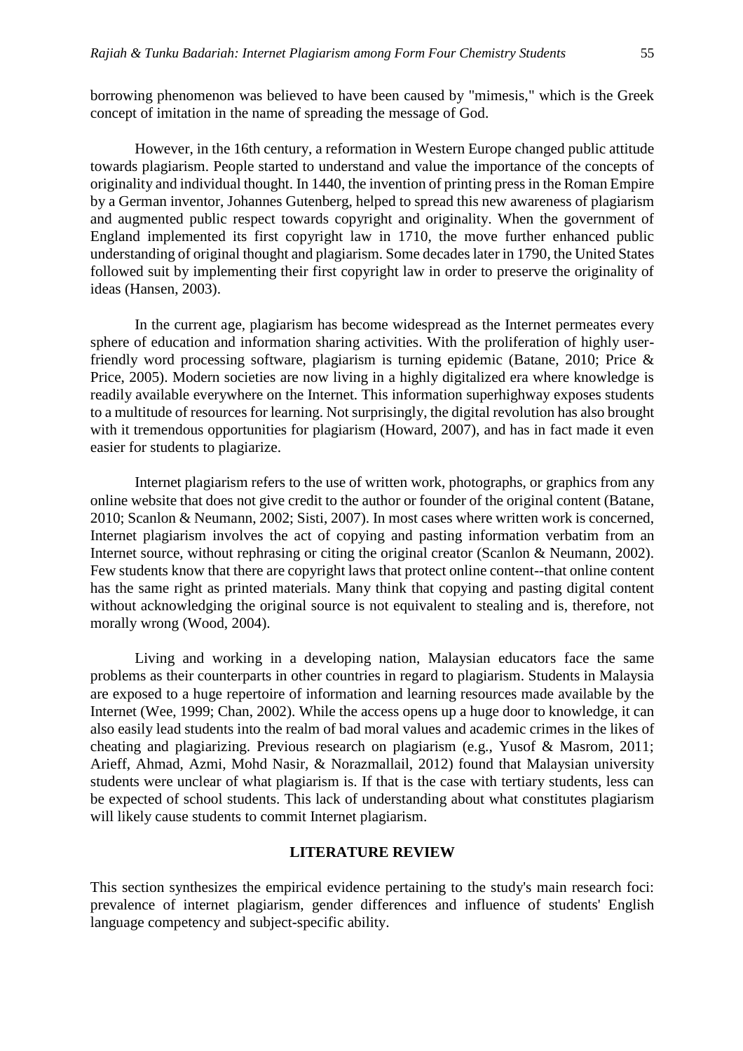borrowing phenomenon was believed to have been caused by "mimesis," which is the Greek concept of imitation in the name of spreading the message of God.

However, in the 16th century, a reformation in Western Europe changed public attitude towards plagiarism. People started to understand and value the importance of the concepts of originality and individual thought. In 1440, the invention of printing press in the Roman Empire by a German inventor, Johannes Gutenberg, helped to spread this new awareness of plagiarism and augmented public respect towards copyright and originality. When the government of England implemented its first copyright law in 1710, the move further enhanced public understanding of original thought and plagiarism. Some decades later in 1790, the United States followed suit by implementing their first copyright law in order to preserve the originality of ideas (Hansen, 2003).

In the current age, plagiarism has become widespread as the Internet permeates every sphere of education and information sharing activities. With the proliferation of highly user-friendly word processing software, plagiarism is turning epidemic (Batane, 2010; Price & Price, 2005). Modern societies are now living in a highly digitalized era where knowledge is readily available everywhere on the Internet. This information superhighway exposes students to a multitude of resources for learning. Not surprisingly, the digital revolution has also brought with it tremendous opportunities for plagiarism (Howard, 2007), and has in fact made it even easier for students to plagiarize.

Internet plagiarism refers to the use of written work, photographs, or graphics from any online website that does not give credit to the author or founder of the original content (Batane, 2010; Scanlon & Neumann, 2002; Sisti, 2007). In most cases where written work is concerned, Internet plagiarism involves the act of copying and pasting information verbatim from an Internet source, without rephrasing or citing the original creator (Scanlon & Neumann, 2002). Few students know that there are copyright laws that protect online content--that online content has the same right as printed materials. Many think that copying and pasting digital content without acknowledging the original source is not equivalent to stealing and is, therefore, not morally wrong (Wood, 2004).

Living and working in a developing nation, Malaysian educators face the same problems as their counterparts in other countries in regard to plagiarism. Students in Malaysia are exposed to a huge repertoire of information and learning resources made available by the Internet (Wee, 1999; Chan, 2002). While the access opens up a huge door to knowledge, it can also easily lead students into the realm of bad moral values and academic crimes in the likes of cheating and plagiarizing. Previous research on plagiarism (e.g., Yusof & Masrom, 2011; Arieff, Ahmad, Azmi, Mohd Nasir, & Norazmallail, 2012) found that Malaysian university students were unclear of what plagiarism is. If that is the case with tertiary students, less can be expected of school students. This lack of understanding about what constitutes plagiarism will likely cause students to commit Internet plagiarism.

## LITERATURE REVIEW

This section synthesizes the empirical evidence pertaining to the study's main research foci: prevalence of internet plagiarism, gender differences and influence of students' English language competency and subject-specific ability.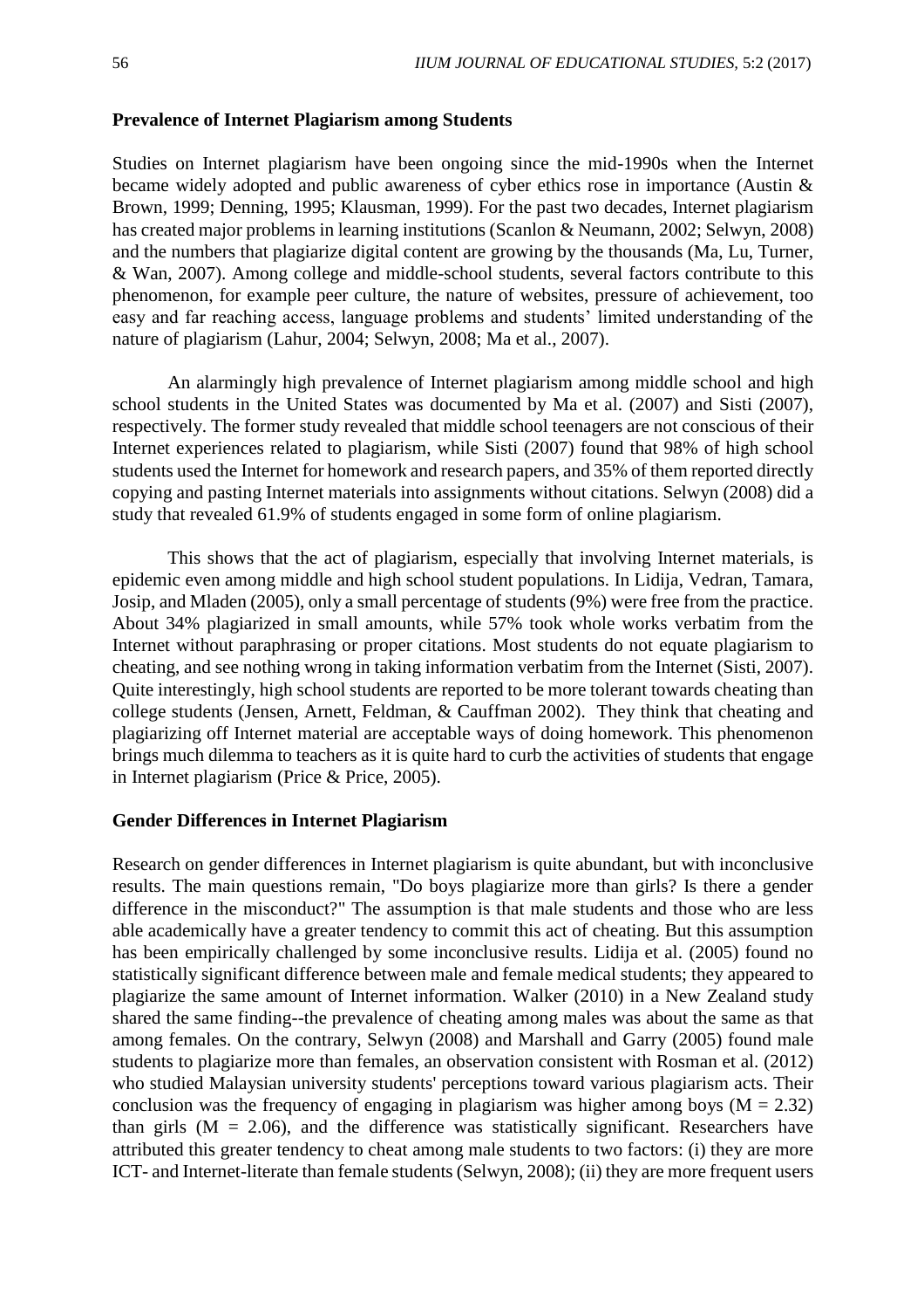**Prevalence of Internet Plagiarism among Students**

Studies on Internet plagiarism have been ongoing since the mid-1990s when the Internet became widely adopted and public awareness of cyber ethics rose in importance (Austin & Brown, 1999; Denning, 1995; Klausman, 1999). For the past two decades, Internet plagiarism has created major problems in learning institutions (Scanlon & Neumann, 2002; Selwyn, 2008) and the numbers that plagiarize digital content are growing by the thousands (Ma, Lu, Turner, & Wan, 2007). Among college and middle-school students, several factors contribute to this phenomenon, for example peer culture, the nature of websites, pressure of achievement, too easy and far reaching access, language problems and students' limited understanding of the nature of plagiarism (Lahur, 2004; Selwyn, 2008; Ma et al., 2007).

An alarmingly high prevalence of Internet plagiarism among middle school and high school students in the United States was documented by Ma et al. (2007) and Sisti (2007), respectively. The former study revealed that middle school teenagers are not conscious of their Internet experiences related to plagiarism, while Sisti (2007) found that 98% of high school students used the Internet for homework and research papers, and 35% of them reported directly copying and pasting Internet materials into assignments without citations. Selwyn (2008) did a study that revealed 61.9% of students engaged in some form of online plagiarism.

This shows that the act of plagiarism, especially that involving Internet materials, is epidemic even among middle and high school student populations. In Lidija, Vedran, Tamara, Josip, and Mladen (2005), only a small percentage of students (9%) were free from the practice. About 34% plagiarized in small amounts, while 57% took whole works verbatim from the Internet without paraphrasing or proper citations. Most students do not equate plagiarism to cheating, and see nothing wrong in taking information verbatim from the Internet (Sisti, 2007). Quite interestingly, high school students are reported to be more tolerant towards cheating than college students (Jensen, Arnett, Feldman, & Cauffman 2002). They think that cheating and plagiarizing off Internet material are acceptable ways of doing homework. This phenomenon brings much dilemma to teachers as it is quite hard to curb the activities of students that engage in Internet plagiarism (Price & Price, 2005).

**Gender Differences in Internet Plagiarism**

Research on gender differences in Internet plagiarism is quite abundant, but with inconclusive results. The main questions remain, "Do boys plagiarize more than girls? Is there a gender difference in the misconduct?" The assumption is that male students and those who are less able academically have a greater tendency to commit this act of cheating. But this assumption has been empirically challenged by some inconclusive results. Lidija et al. (2005) found no statistically significant difference between male and female medical students; they appeared to plagiarize the same amount of Internet information. Walker (2010) in a New Zealand study shared the same finding--the prevalence of cheating among males was about the same as that among females. On the contrary, Selwyn (2008) and Marshall and Garry (2005) found male students to plagiarize more than females, an observation consistent with Rosman et al. (2012) who studied Malaysian university students' perceptions toward various plagiarism acts. Their conclusion was the frequency of engaging in plagiarism was higher among boys ($M = 2.32$) than girls ($M = 2.06$), and the difference was statistically significant. Researchers have attributed this greater tendency to cheat among male students to two factors: (i) they are more ICT- and Internet-literate than female students (Selwyn, 2008); (ii) they are more frequent users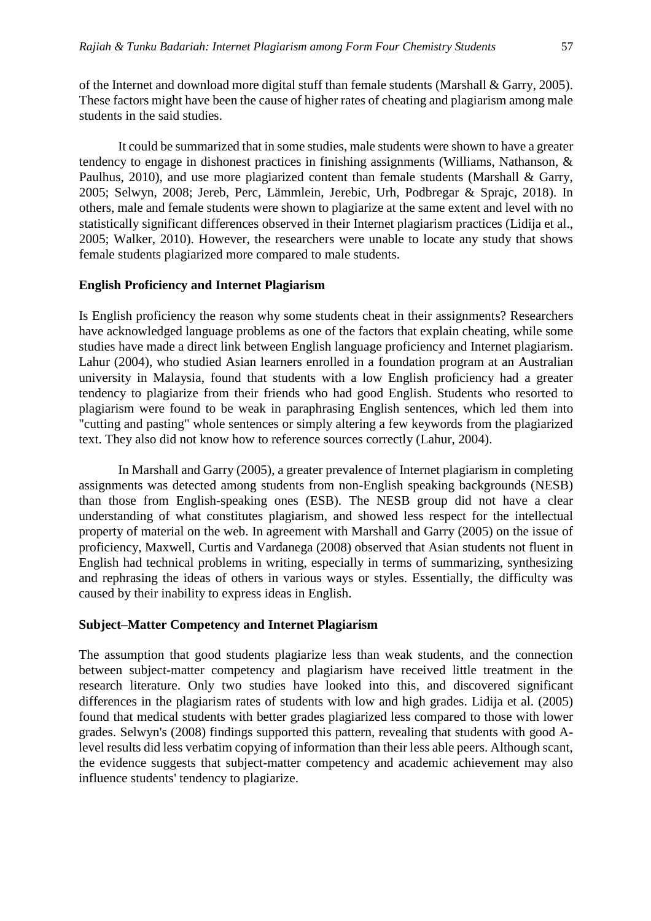of the Internet and download more digital stuff than female students (Marshall & Garry, 2005). These factors might have been the cause of higher rates of cheating and plagiarism among male students in the said studies.

It could be summarized that in some studies, male students were shown to have a greater tendency to engage in dishonest practices in finishing assignments (Williams, Nathanson, & Paulhus, 2010), and use more plagiarized content than female students (Marshall & Garry, 2005; Selwyn, 2008; Jereb, Perc, Lämmlein, Jerebic, Urh, Podbregar & Sprajc, 2018). In others, male and female students were shown to plagiarize at the same extent and level with no statistically significant differences observed in their Internet plagiarism practices (Lidija et al., 2005; Walker, 2010). However, the researchers were unable to locate any study that shows female students plagiarized more compared to male students.

**English Proficiency and Internet Plagiarism**

Is English proficiency the reason why some students cheat in their assignments? Researchers have acknowledged language problems as one of the factors that explain cheating, while some studies have made a direct link between English language proficiency and Internet plagiarism. Lahur (2004), who studied Asian learners enrolled in a foundation program at an Australian university in Malaysia, found that students with a low English proficiency had a greater tendency to plagiarize from their friends who had good English. Students who resorted to plagiarism were found to be weak in paraphrasing English sentences, which led them into "cutting and pasting" whole sentences or simply altering a few keywords from the plagiarized text. They also did not know how to reference sources correctly (Lahur, 2004).

In Marshall and Garry (2005), a greater prevalence of Internet plagiarism in completing assignments was detected among students from non-English speaking backgrounds (NESB) than those from English-speaking ones (ESB). The NESB group did not have a clear understanding of what constitutes plagiarism, and showed less respect for the intellectual property of material on the web. In agreement with Marshall and Garry (2005) on the issue of proficiency, Maxwell, Curtis and Vardanega (2008) observed that Asian students not fluent in English had technical problems in writing, especially in terms of summarizing, synthesizing and rephrasing the ideas of others in various ways or styles. Essentially, the difficulty was caused by their inability to express ideas in English.

**Subject–Matter Competency and Internet Plagiarism**

The assumption that good students plagiarize less than weak students, and the connection between subject-matter competency and plagiarism have received little treatment in the research literature. Only two studies have looked into this, and discovered significant differences in the plagiarism rates of students with low and high grades. Lidija et al. (2005) found that medical students with better grades plagiarized less compared to those with lower grades. Selwyn's (2008) findings supported this pattern, revealing that students with good A-level results did less verbatim copying of information than their less able peers. Although scant, the evidence suggests that subject-matter competency and academic achievement may also influence students' tendency to plagiarize.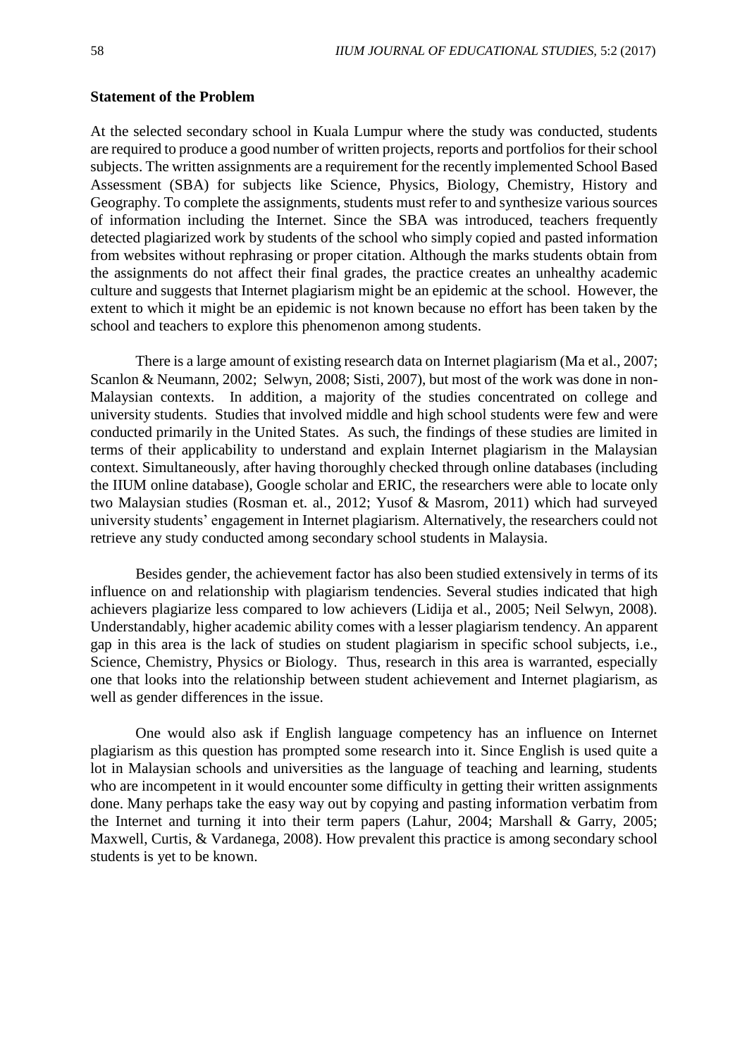## Statement of the Problem

At the selected secondary school in Kuala Lumpur where the study was conducted, students are required to produce a good number of written projects, reports and portfolios for their school subjects. The written assignments are a requirement for the recently implemented School Based Assessment (SBA) for subjects like Science, Physics, Biology, Chemistry, History and Geography. To complete the assignments, students must refer to and synthesize various sources of information including the Internet. Since the SBA was introduced, teachers frequently detected plagiarized work by students of the school who simply copied and pasted information from websites without rephrasing or proper citation. Although the marks students obtain from the assignments do not affect their final grades, the practice creates an unhealthy academic culture and suggests that Internet plagiarism might be an epidemic at the school. However, the extent to which it might be an epidemic is not known because no effort has been taken by the school and teachers to explore this phenomenon among students.

There is a large amount of existing research data on Internet plagiarism (Ma et al., 2007; Scanlon & Neumann, 2002; Selwyn, 2008; Sisti, 2007), but most of the work was done in non-Malaysian contexts. In addition, a majority of the studies concentrated on college and university students. Studies that involved middle and high school students were few and were conducted primarily in the United States. As such, the findings of these studies are limited in terms of their applicability to understand and explain Internet plagiarism in the Malaysian context. Simultaneously, after having thoroughly checked through online databases (including the IIUM online database), Google scholar and ERIC, the researchers were able to locate only two Malaysian studies (Rosman et. al., 2012; Yusof & Masrom, 2011) which had surveyed university students' engagement in Internet plagiarism. Alternatively, the researchers could not retrieve any study conducted among secondary school students in Malaysia.

Besides gender, the achievement factor has also been studied extensively in terms of its influence on and relationship with plagiarism tendencies. Several studies indicated that high achievers plagiarize less compared to low achievers (Lidija et al., 2005; Neil Selwyn, 2008). Understandably, higher academic ability comes with a lesser plagiarism tendency. An apparent gap in this area is the lack of studies on student plagiarism in specific school subjects, i.e., Science, Chemistry, Physics or Biology. Thus, research in this area is warranted, especially one that looks into the relationship between student achievement and Internet plagiarism, as well as gender differences in the issue.

One would also ask if English language competency has an influence on Internet plagiarism as this question has prompted some research into it. Since English is used quite a lot in Malaysian schools and universities as the language of teaching and learning, students who are incompetent in it would encounter some difficulty in getting their written assignments done. Many perhaps take the easy way out by copying and pasting information verbatim from the Internet and turning it into their term papers (Lahur, 2004; Marshall & Garry, 2005; Maxwell, Curtis, & Vardanega, 2008). How prevalent this practice is among secondary school students is yet to be known.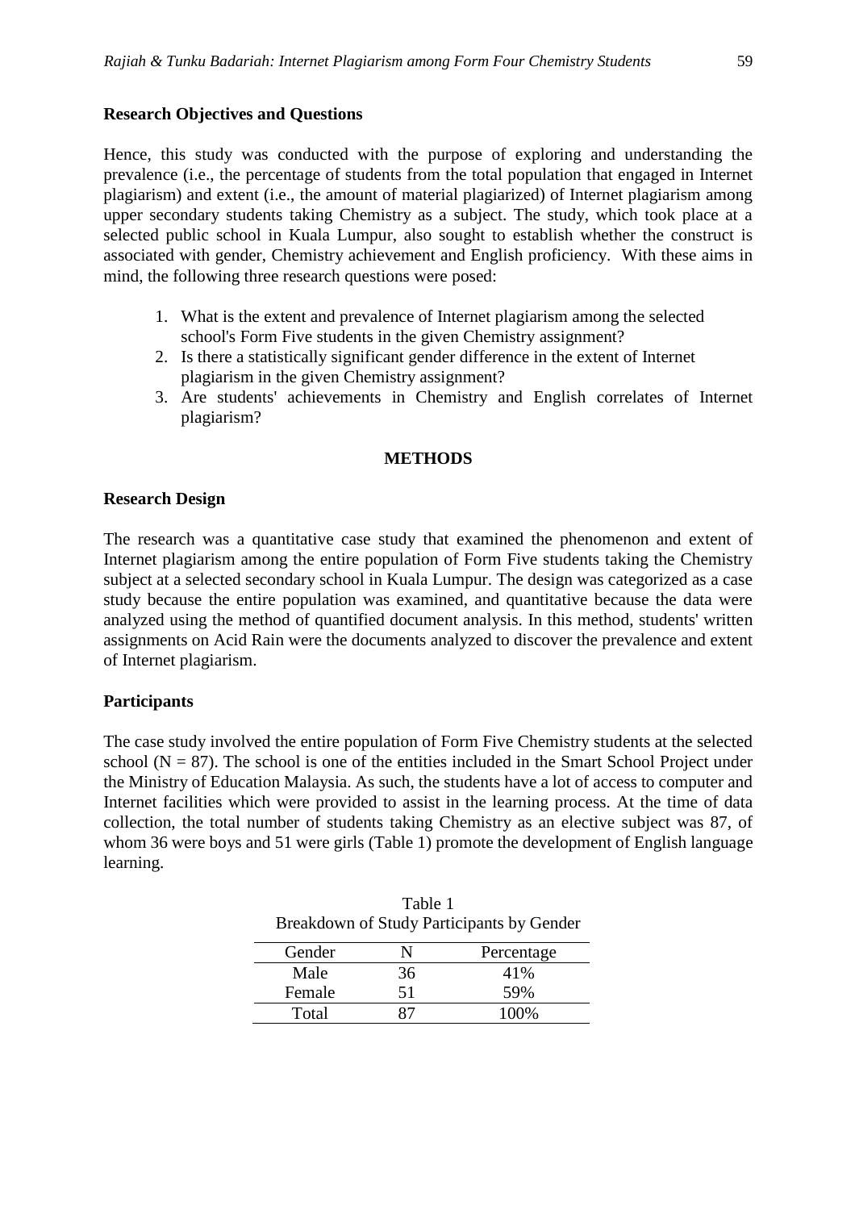### Research Objectives and Questions

Hence, this study was conducted with the purpose of exploring and understanding the prevalence (i.e., the percentage of students from the total population that engaged in Internet plagiarism) and extent (i.e., the amount of material plagiarized) of Internet plagiarism among upper secondary students taking Chemistry as a subject. The study, which took place at a selected public school in Kuala Lumpur, also sought to establish whether the construct is associated with gender, Chemistry achievement and English proficiency. With these aims in mind, the following three research questions were posed:

1. What is the extent and prevalence of Internet plagiarism among the selected school's Form Five students in the given Chemistry assignment?
2. Is there a statistically significant gender difference in the extent of Internet plagiarism in the given Chemistry assignment?
3. Are students' achievements in Chemistry and English correlates of Internet plagiarism?

## METHODS

### Research Design

The research was a quantitative case study that examined the phenomenon and extent of Internet plagiarism among the entire population of Form Five students taking the Chemistry subject at a selected secondary school in Kuala Lumpur. The design was categorized as a case study because the entire population was examined, and quantitative because the data were analyzed using the method of quantified document analysis. In this method, students' written assignments on Acid Rain were the documents analyzed to discover the prevalence and extent of Internet plagiarism.

### Participants

The case study involved the entire population of Form Five Chemistry students at the selected school (N = 87). The school is one of the entities included in the Smart School Project under the Ministry of Education Malaysia. As such, the students have a lot of access to computer and Internet facilities which were provided to assist in the learning process. At the time of data collection, the total number of students taking Chemistry as an elective subject was 87, of whom 36 were boys and 51 were girls (Table 1) promote the development of English language learning.

Table 1
Breakdown of Study Participants by Gender

| Gender | N | Percentage |
|---|---|---|
| Male | 36 | 41% |
| Female | 51 | 59% |
| Total | 87 | 100% |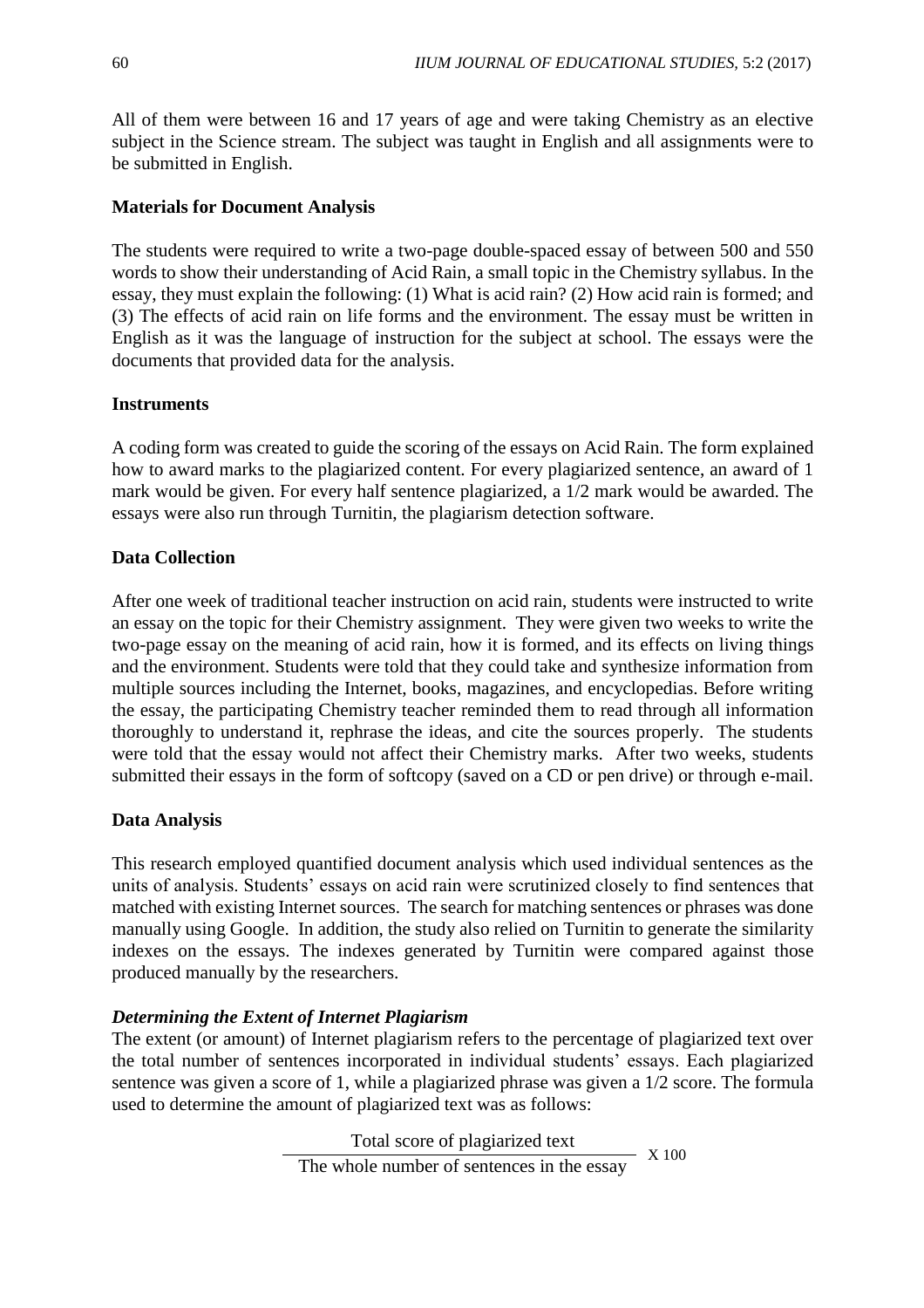All of them were between 16 and 17 years of age and were taking Chemistry as an elective subject in the Science stream. The subject was taught in English and all assignments were to be submitted in English.

### Materials for Document Analysis

The students were required to write a two-page double-spaced essay of between 500 and 550 words to show their understanding of Acid Rain, a small topic in the Chemistry syllabus. In the essay, they must explain the following: (1) What is acid rain? (2) How acid rain is formed; and (3) The effects of acid rain on life forms and the environment. The essay must be written in English as it was the language of instruction for the subject at school. The essays were the documents that provided data for the analysis.

### Instruments

A coding form was created to guide the scoring of the essays on Acid Rain. The form explained how to award marks to the plagiarized content. For every plagiarized sentence, an award of 1 mark would be given. For every half sentence plagiarized, a 1/2 mark would be awarded. The essays were also run through Turnitin, the plagiarism detection software.

### Data Collection

After one week of traditional teacher instruction on acid rain, students were instructed to write an essay on the topic for their Chemistry assignment. They were given two weeks to write the two-page essay on the meaning of acid rain, how it is formed, and its effects on living things and the environment. Students were told that they could take and synthesize information from multiple sources including the Internet, books, magazines, and encyclopedias. Before writing the essay, the participating Chemistry teacher reminded them to read through all information thoroughly to understand it, rephrase the ideas, and cite the sources properly. The students were told that the essay would not affect their Chemistry marks. After two weeks, students submitted their essays in the form of softcopy (saved on a CD or pen drive) or through e-mail.

### Data Analysis

This research employed quantified document analysis which used individual sentences as the units of analysis. Students' essays on acid rain were scrutinized closely to find sentences that matched with existing Internet sources. The search for matching sentences or phrases was done manually using Google. In addition, the study also relied on Turnitin to generate the similarity indexes on the essays. The indexes generated by Turnitin were compared against those produced manually by the researchers.

#### *Determining the Extent of Internet Plagiarism*

The extent (or amount) of Internet plagiarism refers to the percentage of plagiarized text over the total number of sentences incorporated in individual students' essays. Each plagiarized sentence was given a score of 1, while a plagiarized phrase was given a 1/2 score. The formula used to determine the amount of plagiarized text was as follows:

$$\frac{\text{Total score of plagiarized text}}{\text{The whole number of sentences in the essay}} \times 100$$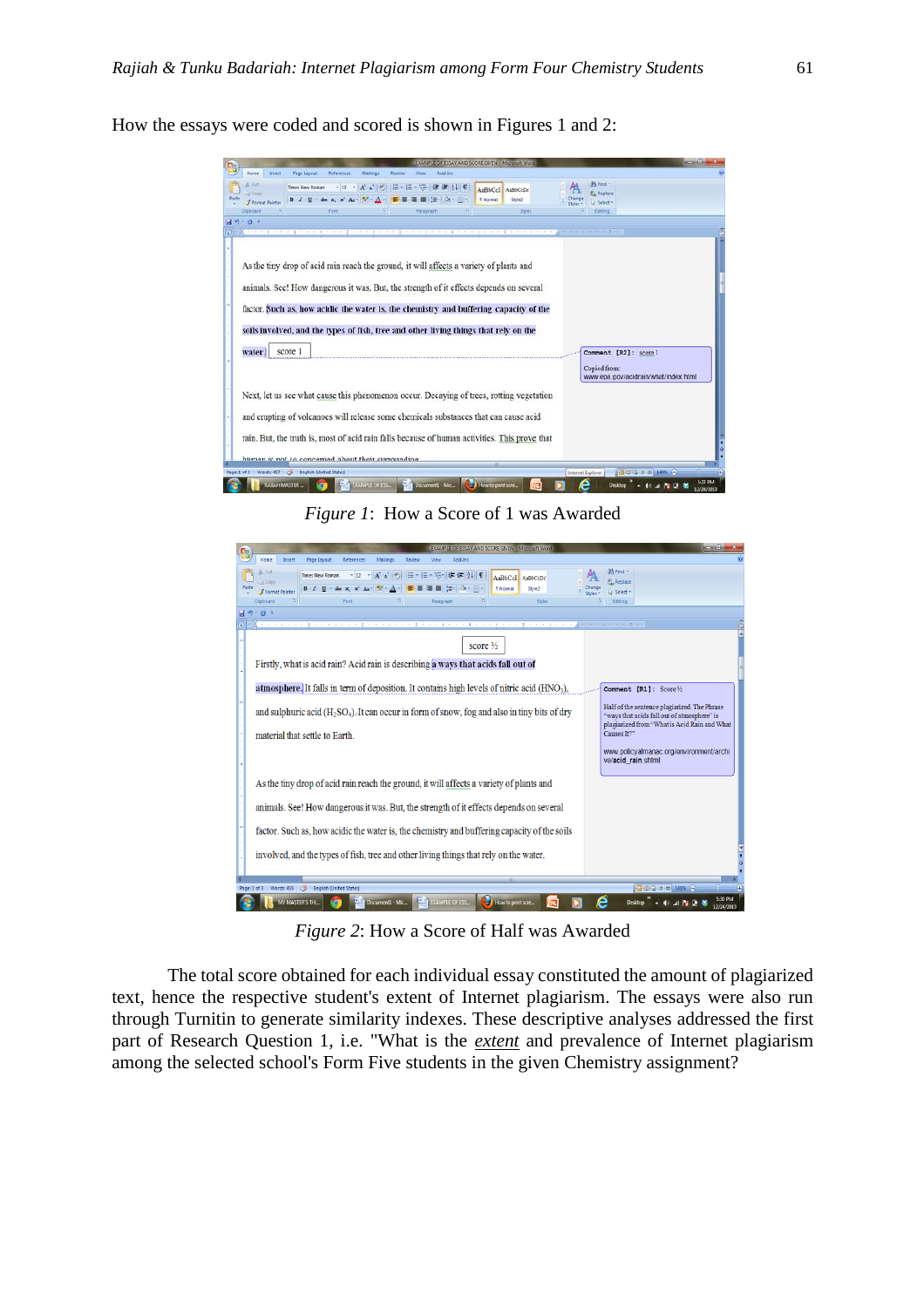How the essays were coded and scored is shown in Figures 1 and 2:

*Figure 1*: How a Score of 1 was Awarded

*Figure 2*: How a Score of Half was Awarded

The total score obtained for each individual essay constituted the amount of plagiarized text, hence the respective student's extent of Internet plagiarism. The essays were also run through Turnitin to generate similarity indexes. These descriptive analyses addressed the first part of Research Question 1, i.e. "What is the ***extent*** and prevalence of Internet plagiarism among the selected school's Form Five students in the given Chemistry assignment?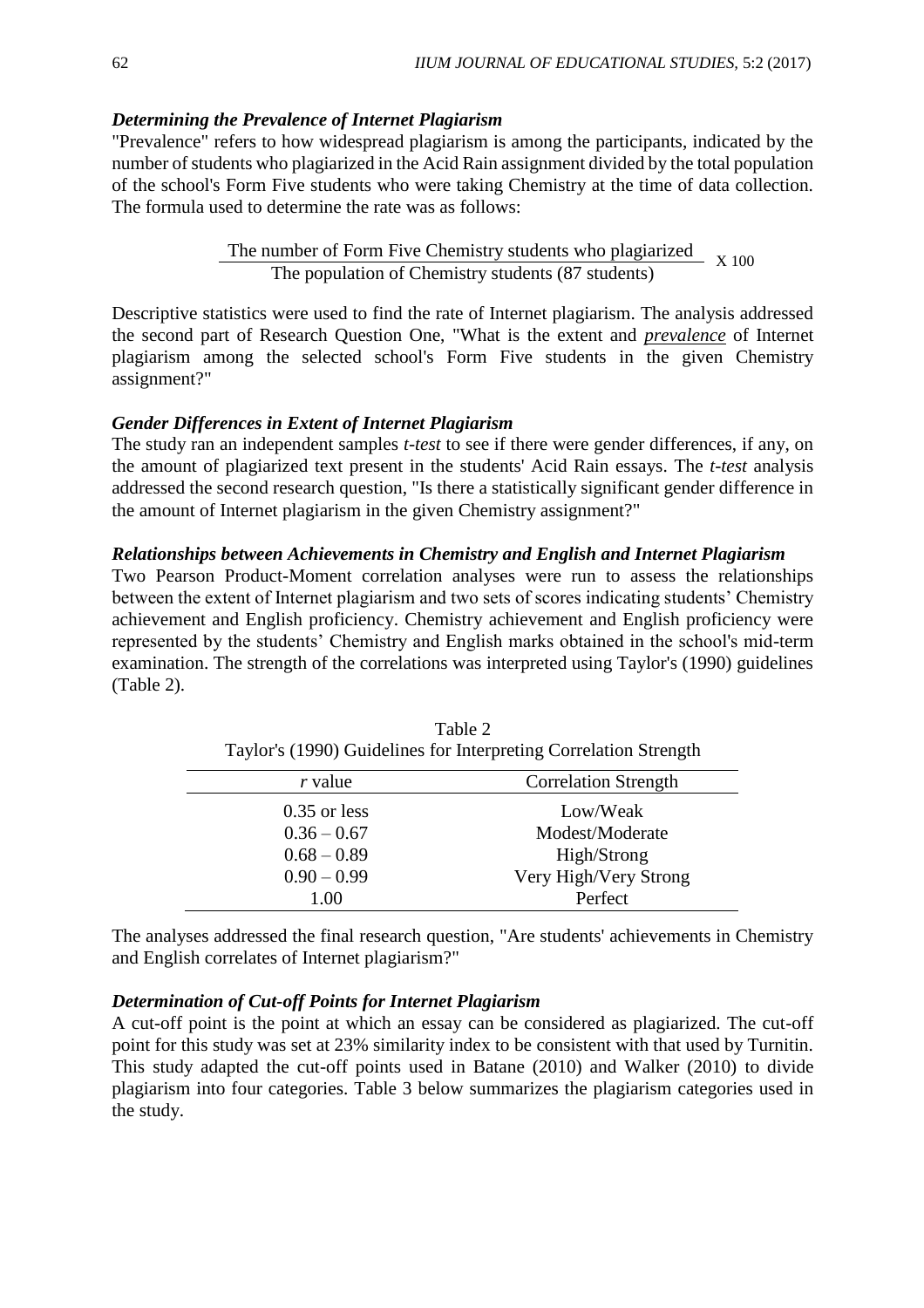### *Determining the Prevalence of Internet Plagiarism*

"Prevalence" refers to how widespread plagiarism is among the participants, indicated by the number of students who plagiarized in the Acid Rain assignment divided by the total population of the school's Form Five students who were taking Chemistry at the time of data collection. The formula used to determine the rate was as follows:

$$\frac{\text{The number of Form Five Chemistry students who plagiarized}}{\text{The population of Chemistry students (87 students)}} \times 100$$

Descriptive statistics were used to find the rate of Internet plagiarism. The analysis addressed the second part of Research Question One, "What is the extent and ***prevalence*** of Internet plagiarism among the selected school's Form Five students in the given Chemistry assignment?"

### *Gender Differences in Extent of Internet Plagiarism*

The study ran an independent samples *t-test* to see if there were gender differences, if any, on the amount of plagiarized text present in the students' Acid Rain essays. The *t-test* analysis addressed the second research question, "Is there a statistically significant gender difference in the amount of Internet plagiarism in the given Chemistry assignment?"

### *Relationships between Achievements in Chemistry and English and Internet Plagiarism*

Two Pearson Product-Moment correlation analyses were run to assess the relationships between the extent of Internet plagiarism and two sets of scores indicating students' Chemistry achievement and English proficiency. Chemistry achievement and English proficiency were represented by the students' Chemistry and English marks obtained in the school's mid-term examination. The strength of the correlations was interpreted using Taylor's (1990) guidelines (Table 2).

Table 2
Taylor's (1990) Guidelines for Interpreting Correlation Strength

| *r* value | Correlation Strength |
|---|---|
| 0.35 or less | Low/Weak |
| 0.36 – 0.67 | Modest/Moderate |
| 0.68 – 0.89 | High/Strong |
| 0.90 – 0.99 | Very High/Very Strong |
| 1.00 | Perfect |

The analyses addressed the final research question, "Are students' achievements in Chemistry and English correlates of Internet plagiarism?"

### *Determination of Cut-off Points for Internet Plagiarism*

A cut-off point is the point at which an essay can be considered as plagiarized. The cut-off point for this study was set at 23% similarity index to be consistent with that used by Turnitin. This study adapted the cut-off points used in Batane (2010) and Walker (2010) to divide plagiarism into four categories. Table 3 below summarizes the plagiarism categories used in the study.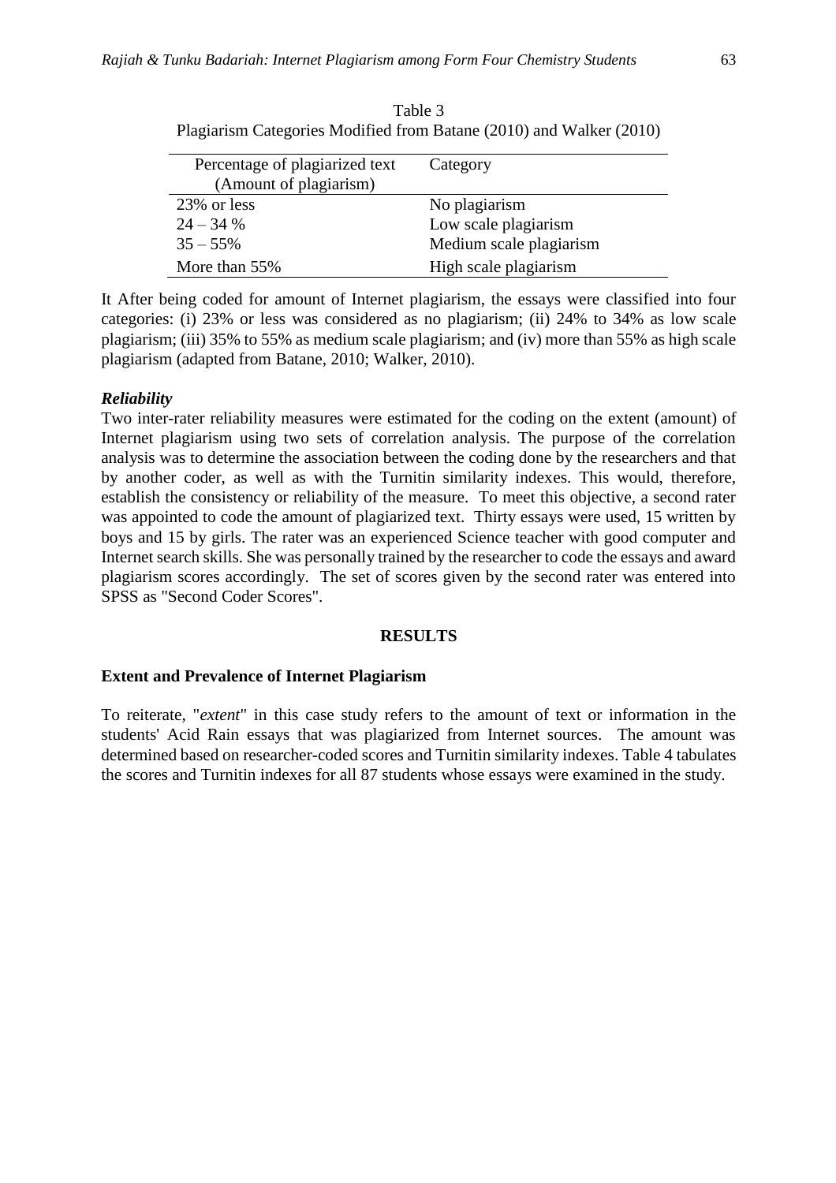Table 3

Plagiarism Categories Modified from Batane (2010) and Walker (2010)

| Percentage of plagiarized text (Amount of plagiarism) | Category |
|---|---|
| 23% or less | No plagiarism |
| 24 – 34 % | Low scale plagiarism |
| 35 – 55% | Medium scale plagiarism |
| More than 55% | High scale plagiarism |

It After being coded for amount of Internet plagiarism, the essays were classified into four categories: (i) 23% or less was considered as no plagiarism; (ii) 24% to 34% as low scale plagiarism; (iii) 35% to 55% as medium scale plagiarism; and (iv) more than 55% as high scale plagiarism (adapted from Batane, 2010; Walker, 2010).

### *Reliability*

Two inter-rater reliability measures were estimated for the coding on the extent (amount) of Internet plagiarism using two sets of correlation analysis. The purpose of the correlation analysis was to determine the association between the coding done by the researchers and that by another coder, as well as with the Turnitin similarity indexes. This would, therefore, establish the consistency or reliability of the measure. To meet this objective, a second rater was appointed to code the amount of plagiarized text. Thirty essays were used, 15 written by boys and 15 by girls. The rater was an experienced Science teacher with good computer and Internet search skills. She was personally trained by the researcher to code the essays and award plagiarism scores accordingly. The set of scores given by the second rater was entered into SPSS as "Second Coder Scores".

## RESULTS

### Extent and Prevalence of Internet Plagiarism

To reiterate, "*extent*" in this case study refers to the amount of text or information in the students' Acid Rain essays that was plagiarized from Internet sources. The amount was determined based on researcher-coded scores and Turnitin similarity indexes. Table 4 tabulates the scores and Turnitin indexes for all 87 students whose essays were examined in the study.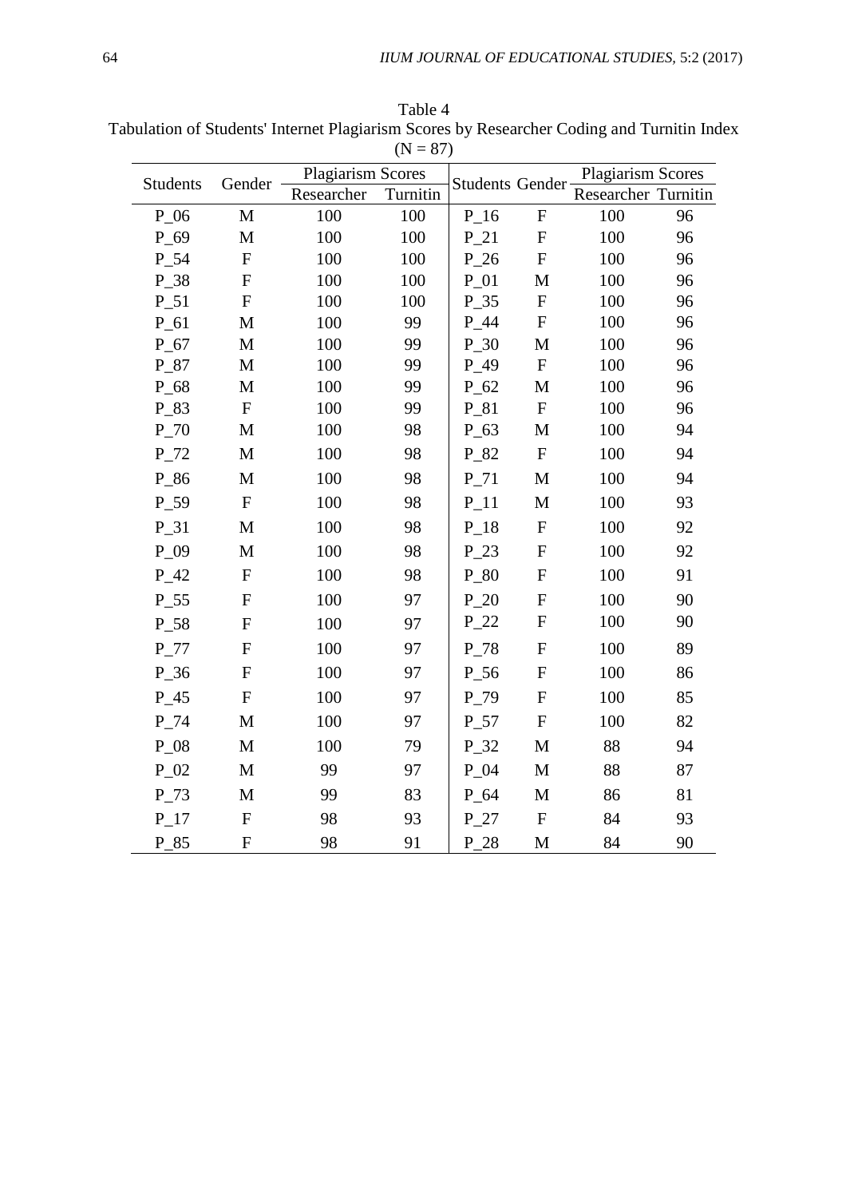Table 4

Tabulation of Students' Internet Plagiarism Scores by Researcher Coding and Turnitin Index (N = 87)

| Students | Gender | Plagiarism Scores | | Students | Gender | Plagiarism Scores | |
|---|---|---|---|---|---|---|---|
| | | Researcher | Turnitin | | | Researcher | Turnitin |
| P_06 | M | 100 | 100 | P_16 | F | 100 | 96 |
| P_69 | M | 100 | 100 | P_21 | F | 100 | 96 |
| P_54 | F | 100 | 100 | P_26 | F | 100 | 96 |
| P_38 | F | 100 | 100 | P_01 | M | 100 | 96 |
| P_51 | F | 100 | 100 | P_35 | F | 100 | 96 |
| P_61 | M | 100 | 99 | P_44 | F | 100 | 96 |
| P_67 | M | 100 | 99 | P_30 | M | 100 | 96 |
| P_87 | M | 100 | 99 | P_49 | F | 100 | 96 |
| P_68 | M | 100 | 99 | P_62 | M | 100 | 96 |
| P_83 | F | 100 | 99 | P_81 | F | 100 | 96 |
| P_70 | M | 100 | 98 | P_63 | M | 100 | 94 |
| P_72 | M | 100 | 98 | P_82 | F | 100 | 94 |
| P_86 | M | 100 | 98 | P_71 | M | 100 | 94 |
| P_59 | F | 100 | 98 | P_11 | M | 100 | 93 |
| P_31 | M | 100 | 98 | P_18 | F | 100 | 92 |
| P_09 | M | 100 | 98 | P_23 | F | 100 | 92 |
| P_42 | F | 100 | 98 | P_80 | F | 100 | 91 |
| P_55 | F | 100 | 97 | P_20 | F | 100 | 90 |
| P_58 | F | 100 | 97 | P_22 | F | 100 | 90 |
| P_77 | F | 100 | 97 | P_78 | F | 100 | 89 |
| P_36 | F | 100 | 97 | P_56 | F | 100 | 86 |
| P_45 | F | 100 | 97 | P_79 | F | 100 | 85 |
| P_74 | M | 100 | 97 | P_57 | F | 100 | 82 |
| P_08 | M | 100 | 79 | P_32 | M | 88 | 94 |
| P_02 | M | 99 | 97 | P_04 | M | 88 | 87 |
| P_73 | M | 99 | 83 | P_64 | M | 86 | 81 |
| P_17 | F | 98 | 93 | P_27 | F | 84 | 93 |
| P_85 | F | 98 | 91 | P_28 | M | 84 | 90 |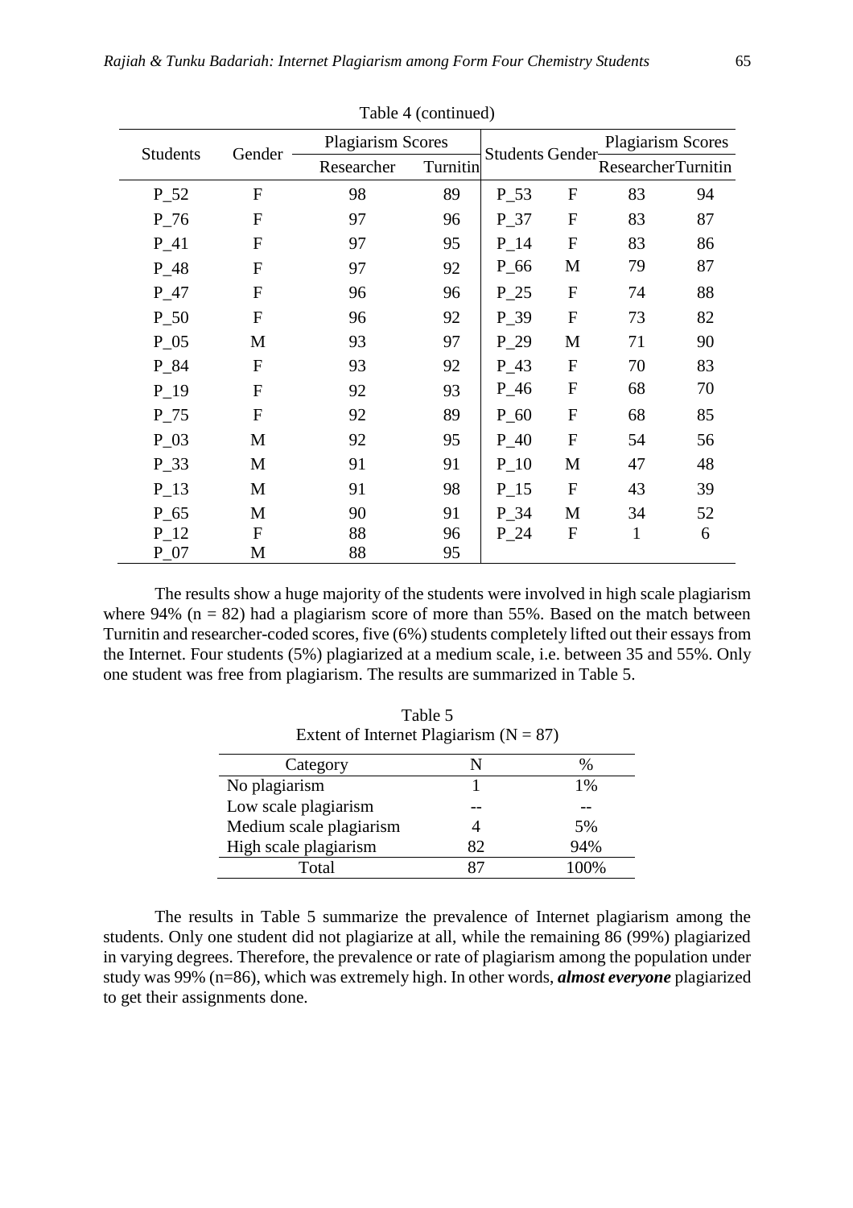Table 4 (continued)

| Students | Gender | Plagiarism Scores | | Students | Gender | Plagiarism Scores | |
|---|---|---|---|---|---|---|---|
| | | Researcher | Turnitin | | | Researcher | Turnitin |
| P_52 | F | 98 | 89 | P_53 | F | 83 | 94 |
| P_76 | F | 97 | 96 | P_37 | F | 83 | 87 |
| P_41 | F | 97 | 95 | P_14 | F | 83 | 86 |
| P_48 | F | 97 | 92 | P_66 | M | 79 | 87 |
| P_47 | F | 96 | 96 | P_25 | F | 74 | 88 |
| P_50 | F | 96 | 92 | P_39 | F | 73 | 82 |
| P_05 | M | 93 | 97 | P_29 | M | 71 | 90 |
| P_84 | F | 93 | 92 | P_43 | F | 70 | 83 |
| P_19 | F | 92 | 93 | P_46 | F | 68 | 70 |
| P_75 | F | 92 | 89 | P_60 | F | 68 | 85 |
| P_03 | M | 92 | 95 | P_40 | F | 54 | 56 |
| P_33 | M | 91 | 91 | P_10 | M | 47 | 48 |
| P_13 | M | 91 | 98 | P_15 | F | 43 | 39 |
| P_65 | M | 90 | 91 | P_34 | M | 34 | 52 |
| P_12 | F | 88 | 96 | P_24 | F | 1 | 6 |
| P_07 | M | 88 | 95 | | | | |

The results show a huge majority of the students were involved in high scale plagiarism where 94% (n = 82) had a plagiarism score of more than 55%. Based on the match between Turnitin and researcher-coded scores, five (6%) students completely lifted out their essays from the Internet. Four students (5%) plagiarized at a medium scale, i.e. between 35 and 55%. Only one student was free from plagiarism. The results are summarized in Table 5.

Table 5
Extent of Internet Plagiarism (N = 87)

| Category | N | % |
|---|---|---|
| No plagiarism | 1 | 1% |
| Low scale plagiarism | -- | -- |
| Medium scale plagiarism | 4 | 5% |
| High scale plagiarism | 82 | 94% |
| Total | 87 | 100% |

The results in Table 5 summarize the prevalence of Internet plagiarism among the students. Only one student did not plagiarize at all, while the remaining 86 (99%) plagiarized in varying degrees. Therefore, the prevalence or rate of plagiarism among the population under study was 99% (n=86), which was extremely high. In other words, ***almost everyone*** plagiarized to get their assignments done.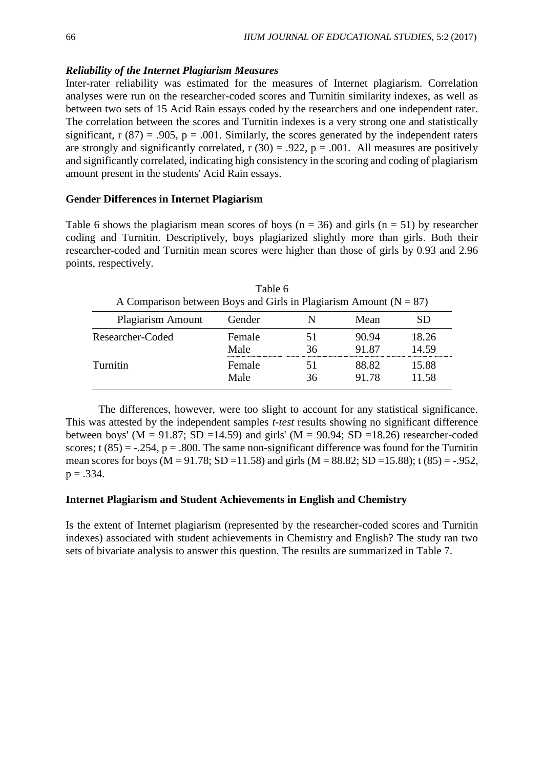### *Reliability of the Internet Plagiarism Measures*

Inter-rater reliability was estimated for the measures of Internet plagiarism. Correlation analyses were run on the researcher-coded scores and Turnitin similarity indexes, as well as between two sets of 15 Acid Rain essays coded by the researchers and one independent rater. The correlation between the scores and Turnitin indexes is a very strong one and statistically significant, $r(87) = .905$, $p = .001$. Similarly, the scores generated by the independent raters are strongly and significantly correlated, $r(30) = .922$, $p = .001$. All measures are positively and significantly correlated, indicating high consistency in the scoring and coding of plagiarism amount present in the students' Acid Rain essays.

### Gender Differences in Internet Plagiarism

Table 6 shows the plagiarism mean scores of boys ($n = 36$) and girls ($n = 51$) by researcher coding and Turnitin. Descriptively, boys plagiarized slightly more than girls. Both their researcher-coded and Turnitin mean scores were higher than those of girls by 0.93 and 2.96 points, respectively.

Table 6
A Comparison between Boys and Girls in Plagiarism Amount ($N = 87$)

| Plagiarism Amount | Gender | N | Mean | SD |
|---|---|---|---|---|
| Researcher-Coded | Female | 51 | 90.94 | 18.26 |
| | Male | 36 | 91.87 | 14.59 |
| Turnitin | Female | 51 | 88.82 | 15.88 |
| | Male | 36 | 91.78 | 11.58 |

The differences, however, were too slight to account for any statistical significance. This was attested by the independent samples *t-test* results showing no significant difference between boys' ($M = 91.87$; $SD = 14.59$) and girls' ($M = 90.94$; $SD = 18.26$) researcher-coded scores; $t(85) = -.254$, $p = .800$. The same non-significant difference was found for the Turnitin mean scores for boys ($M = 91.78$; $SD = 11.58$) and girls ($M = 88.82$; $SD = 15.88$); $t(85) = -.952$, $p = .334$.

### Internet Plagiarism and Student Achievements in English and Chemistry

Is the extent of Internet plagiarism (represented by the researcher-coded scores and Turnitin indexes) associated with student achievements in Chemistry and English? The study ran two sets of bivariate analysis to answer this question. The results are summarized in Table 7.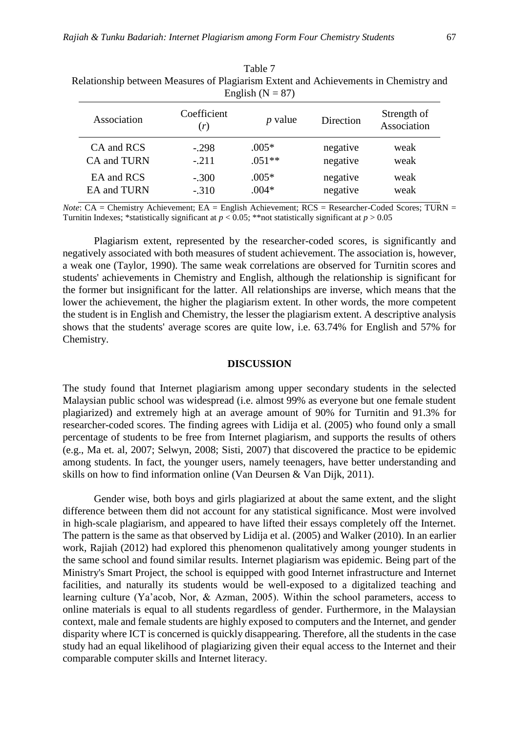Table 7
Relationship between Measures of Plagiarism Extent and Achievements in Chemistry and English (N = 87)

| Association | Coefficient ($r$) | $p$ value | Direction | Strength of Association |
|---|---|---|---|---|
| CA and RCS | -.298 | .005* | negative | weak |
| CA and TURN | -.211 | .051** | negative | weak |
| EA and RCS | -.300 | .005* | negative | weak |
| EA and TURN | -.310 | .004* | negative | weak |

*Note*: CA = Chemistry Achievement; EA = English Achievement; RCS = Researcher-Coded Scores; TURN = Turnitin Indexes; *statistically significant at $p < 0.05$; **not statistically significant at $p > 0.05$

Plagiarism extent, represented by the researcher-coded scores, is significantly and negatively associated with both measures of student achievement. The association is, however, a weak one (Taylor, 1990). The same weak correlations are observed for Turnitin scores and students' achievements in Chemistry and English, although the relationship is significant for the former but insignificant for the latter. All relationships are inverse, which means that the lower the achievement, the higher the plagiarism extent. In other words, the more competent the student is in English and Chemistry, the lesser the plagiarism extent. A descriptive analysis shows that the students' average scores are quite low, i.e. 63.74% for English and 57% for Chemistry.

## DISCUSSION

The study found that Internet plagiarism among upper secondary students in the selected Malaysian public school was widespread (i.e. almost 99% as everyone but one female student plagiarized) and extremely high at an average amount of 90% for Turnitin and 91.3% for researcher-coded scores. The finding agrees with Lidija et al. (2005) who found only a small percentage of students to be free from Internet plagiarism, and supports the results of others (e.g., Ma et. al, 2007; Selwyn, 2008; Sisti, 2007) that discovered the practice to be epidemic among students. In fact, the younger users, namely teenagers, have better understanding and skills on how to find information online (Van Deursen & Van Dijk, 2011).

Gender wise, both boys and girls plagiarized at about the same extent, and the slight difference between them did not account for any statistical significance. Most were involved in high-scale plagiarism, and appeared to have lifted their essays completely off the Internet. The pattern is the same as that observed by Lidija et al. (2005) and Walker (2010). In an earlier work, Rajiah (2012) had explored this phenomenon qualitatively among younger students in the same school and found similar results. Internet plagiarism was epidemic. Being part of the Ministry's Smart Project, the school is equipped with good Internet infrastructure and Internet facilities, and naturally its students would be well-exposed to a digitalized teaching and learning culture (Ya'acob, Nor, & Azman, 2005). Within the school parameters, access to online materials is equal to all students regardless of gender. Furthermore, in the Malaysian context, male and female students are highly exposed to computers and the Internet, and gender disparity where ICT is concerned is quickly disappearing. Therefore, all the students in the case study had an equal likelihood of plagiarizing given their equal access to the Internet and their comparable computer skills and Internet literacy.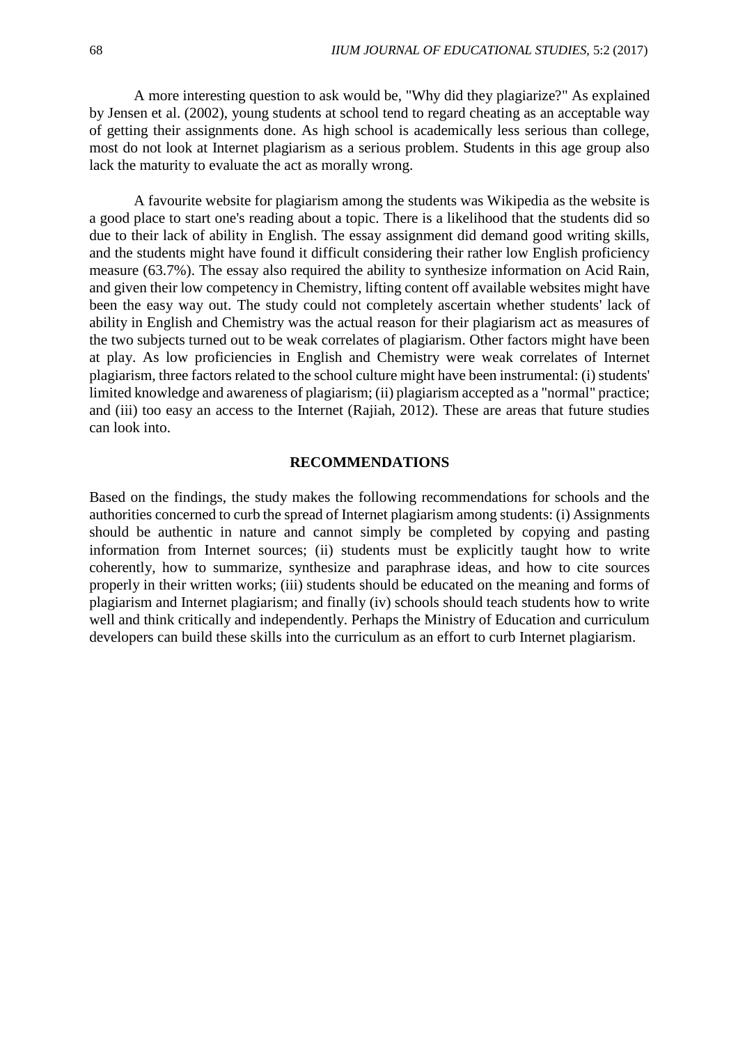A more interesting question to ask would be, "Why did they plagiarize?" As explained by Jensen et al. (2002), young students at school tend to regard cheating as an acceptable way of getting their assignments done. As high school is academically less serious than college, most do not look at Internet plagiarism as a serious problem. Students in this age group also lack the maturity to evaluate the act as morally wrong.

A favourite website for plagiarism among the students was Wikipedia as the website is a good place to start one's reading about a topic. There is a likelihood that the students did so due to their lack of ability in English. The essay assignment did demand good writing skills, and the students might have found it difficult considering their rather low English proficiency measure (63.7%). The essay also required the ability to synthesize information on Acid Rain, and given their low competency in Chemistry, lifting content off available websites might have been the easy way out. The study could not completely ascertain whether students' lack of ability in English and Chemistry was the actual reason for their plagiarism act as measures of the two subjects turned out to be weak correlates of plagiarism. Other factors might have been at play. As low proficiencies in English and Chemistry were weak correlates of Internet plagiarism, three factors related to the school culture might have been instrumental: (i) students' limited knowledge and awareness of plagiarism; (ii) plagiarism accepted as a "normal" practice; and (iii) too easy an access to the Internet (Rajiah, 2012). These are areas that future studies can look into.

## RECOMMENDATIONS

Based on the findings, the study makes the following recommendations for schools and the authorities concerned to curb the spread of Internet plagiarism among students: (i) Assignments should be authentic in nature and cannot simply be completed by copying and pasting information from Internet sources; (ii) students must be explicitly taught how to write coherently, how to summarize, synthesize and paraphrase ideas, and how to cite sources properly in their written works; (iii) students should be educated on the meaning and forms of plagiarism and Internet plagiarism; and finally (iv) schools should teach students how to write well and think critically and independently. Perhaps the Ministry of Education and curriculum developers can build these skills into the curriculum as an effort to curb Internet plagiarism.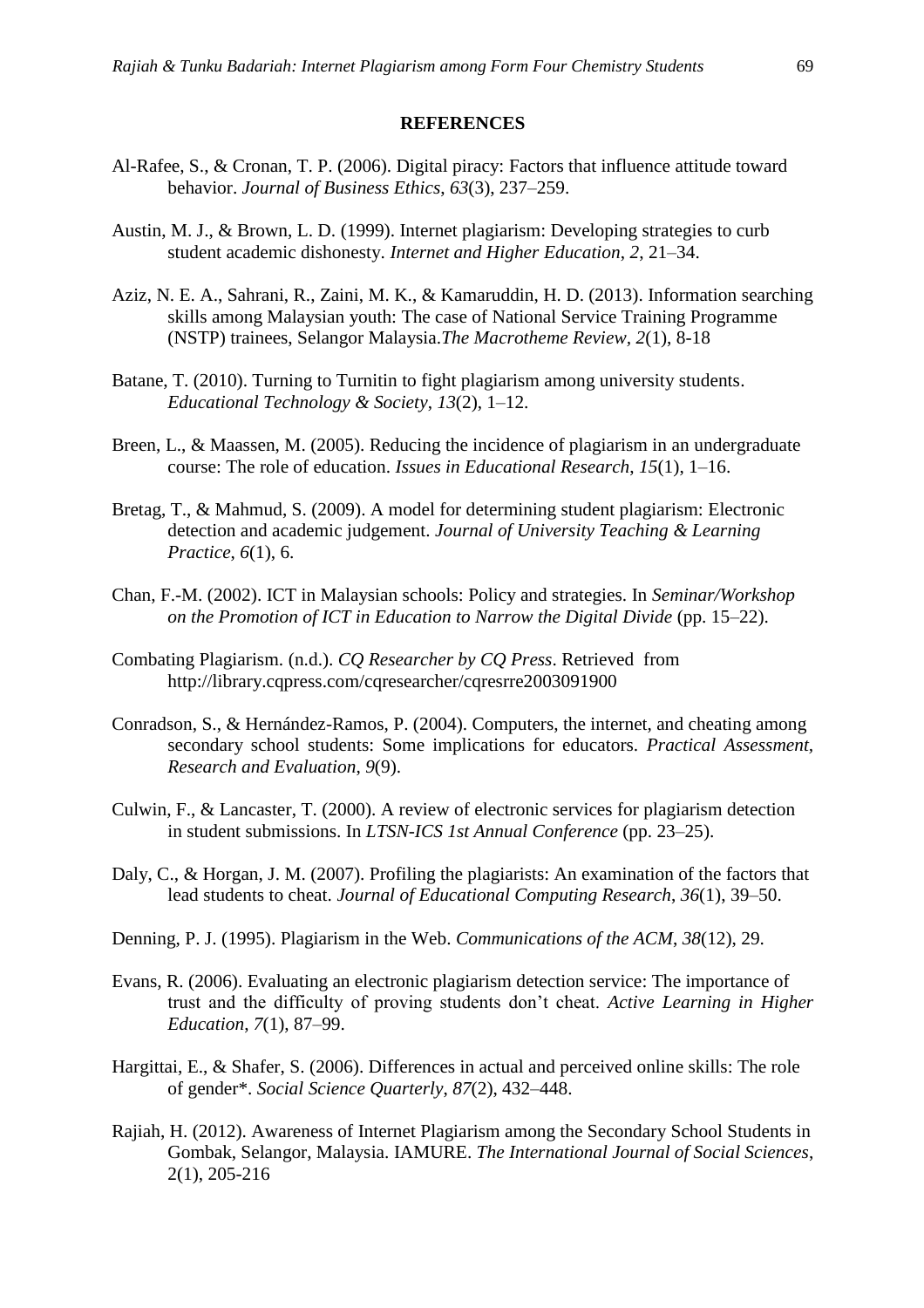## REFERENCES

Al-Rafee, S., & Cronan, T. P. (2006). Digital piracy: Factors that influence attitude toward behavior. *Journal of Business Ethics*, *63*(3), 237–259.

Austin, M. J., & Brown, L. D. (1999). Internet plagiarism: Developing strategies to curb student academic dishonesty. *Internet and Higher Education*, *2*, 21–34.

Aziz, N. E. A., Sahrani, R., Zaini, M. K., & Kamaruddin, H. D. (2013). Information searching skills among Malaysian youth: The case of National Service Training Programme (NSTP) trainees, Selangor Malaysia.*The Macrotheme Review, 2*(1), 8-18

Batane, T. (2010). Turning to Turnitin to fight plagiarism among university students. *Educational Technology & Society*, *13*(2), 1–12.

Breen, L., & Maassen, M. (2005). Reducing the incidence of plagiarism in an undergraduate course: The role of education. *Issues in Educational Research*, *15*(1), 1–16.

Bretag, T., & Mahmud, S. (2009). A model for determining student plagiarism: Electronic detection and academic judgement. *Journal of University Teaching & Learning Practice*, *6*(1), 6.

Chan, F.-M. (2002). ICT in Malaysian schools: Policy and strategies. In *Seminar/Workshop on the Promotion of ICT in Education to Narrow the Digital Divide* (pp. 15–22).

Combating Plagiarism. (n.d.). *CQ Researcher by CQ Press*. Retrieved from http://library.cqpress.com/cqresearcher/cqresrre2003091900

Conradson, S., & Hernández-Ramos, P. (2004). Computers, the internet, and cheating among secondary school students: Some implications for educators. *Practical Assessment, Research and Evaluation*, *9*(9).

Culwin, F., & Lancaster, T. (2000). A review of electronic services for plagiarism detection in student submissions. In *LTSN-ICS 1st Annual Conference* (pp. 23–25).

Daly, C., & Horgan, J. M. (2007). Profiling the plagiarists: An examination of the factors that lead students to cheat. *Journal of Educational Computing Research*, *36*(1), 39–50.

Denning, P. J. (1995). Plagiarism in the Web. *Communications of the ACM*, *38*(12), 29.

Evans, R. (2006). Evaluating an electronic plagiarism detection service: The importance of trust and the difficulty of proving students don't cheat. *Active Learning in Higher Education*, *7*(1), 87–99.

Hargittai, E., & Shafer, S. (2006). Differences in actual and perceived online skills: The role of gender*. *Social Science Quarterly*, *87*(2), 432–448.

Rajiah, H. (2012). Awareness of Internet Plagiarism among the Secondary School Students in Gombak, Selangor, Malaysia. IAMURE. *The International Journal of Social Sciences*, 2(1), 205-216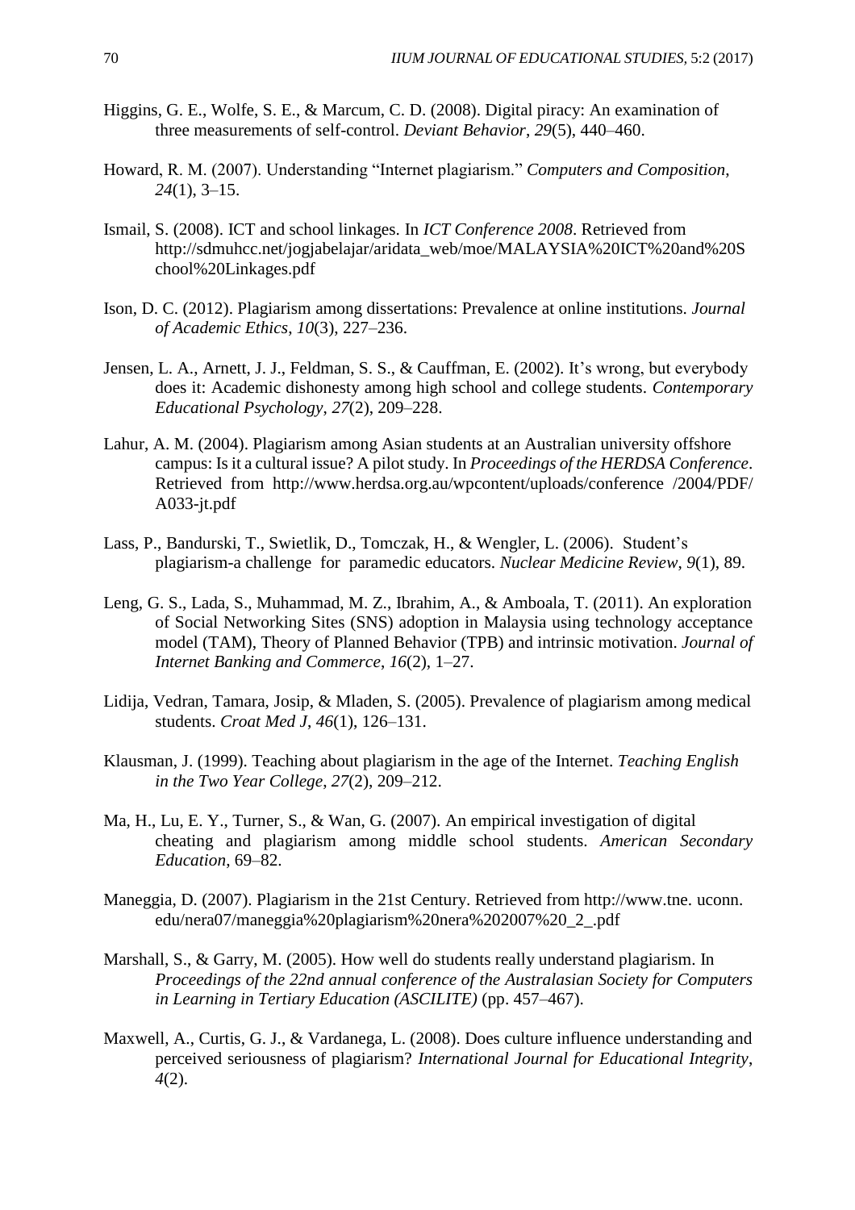Higgins, G. E., Wolfe, S. E., & Marcum, C. D. (2008). Digital piracy: An examination of three measurements of self-control. *Deviant Behavior*, *29*(5), 440–460.

Howard, R. M. (2007). Understanding "Internet plagiarism." *Computers and Composition*, *24*(1), 3–15.

Ismail, S. (2008). ICT and school linkages. In *ICT Conference 2008*. Retrieved from http://sdmuhcc.net/jogjabelajar/aridata_web/moe/MALAYSIA%20ICT%20and%20School%20Linkages.pdf

Ison, D. C. (2012). Plagiarism among dissertations: Prevalence at online institutions. *Journal of Academic Ethics*, *10*(3), 227–236.

Jensen, L. A., Arnett, J. J., Feldman, S. S., & Cauffman, E. (2002). It's wrong, but everybody does it: Academic dishonesty among high school and college students. *Contemporary Educational Psychology*, *27*(2), 209–228.

Lahur, A. M. (2004). Plagiarism among Asian students at an Australian university offshore campus: Is it a cultural issue? A pilot study. In *Proceedings of the HERDSA Conference*. Retrieved from http://www.herdsa.org.au/wpcontent/uploads/conference /2004/PDF/A033-jt.pdf

Lass, P., Bandurski, T., Swietlik, D., Tomczak, H., & Wengler, L. (2006). Student's plagiarism-a challenge for paramedic educators. *Nuclear Medicine Review*, *9*(1), 89.

Leng, G. S., Lada, S., Muhammad, M. Z., Ibrahim, A., & Amboala, T. (2011). An exploration of Social Networking Sites (SNS) adoption in Malaysia using technology acceptance model (TAM), Theory of Planned Behavior (TPB) and intrinsic motivation. *Journal of Internet Banking and Commerce*, *16*(2), 1–27.

Lidija, Vedran, Tamara, Josip, & Mladen, S. (2005). Prevalence of plagiarism among medical students. *Croat Med J*, *46*(1), 126–131.

Klausman, J. (1999). Teaching about plagiarism in the age of the Internet. *Teaching English in the Two Year College*, *27*(2), 209–212.

Ma, H., Lu, E. Y., Turner, S., & Wan, G. (2007). An empirical investigation of digital cheating and plagiarism among middle school students. *American Secondary Education*, 69–82.

Maneggia, D. (2007). Plagiarism in the 21st Century. Retrieved from http://www.tne. uconn. edu/nera07/maneggia%20plagiarism%20nera%202007%20_2_.pdf

Marshall, S., & Garry, M. (2005). How well do students really understand plagiarism. In *Proceedings of the 22nd annual conference of the Australasian Society for Computers in Learning in Tertiary Education (ASCILITE)* (pp. 457–467).

Maxwell, A., Curtis, G. J., & Vardanega, L. (2008). Does culture influence understanding and perceived seriousness of plagiarism? *International Journal for Educational Integrity*, *4*(2).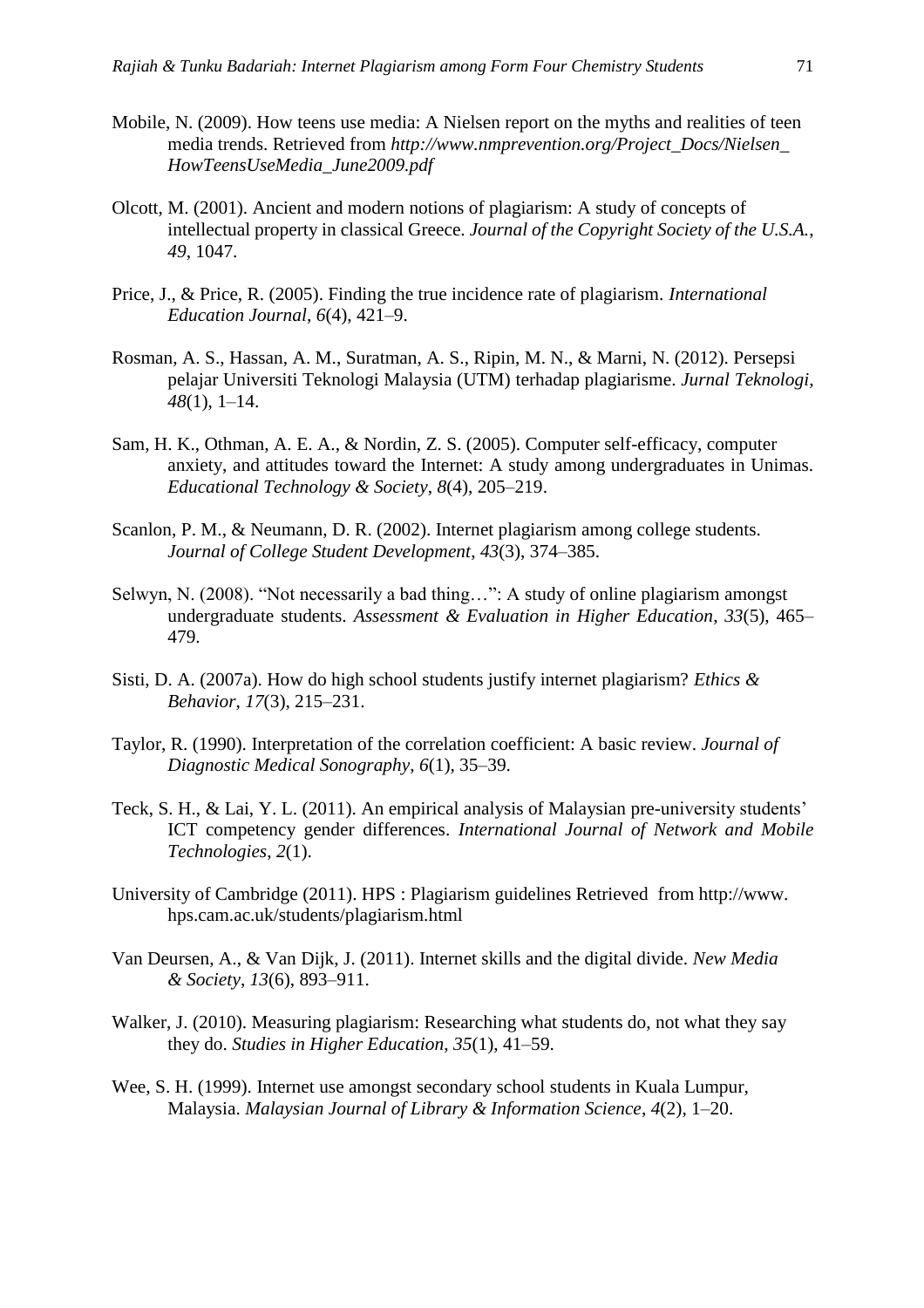Mobile, N. (2009). How teens use media: A Nielsen report on the myths and realities of teen media trends. Retrieved from *http://www.nmprevention.org/Project_Docs/Nielsen_HowTeensUseMedia_June2009.pdf*

Olcott, M. (2001). Ancient and modern notions of plagiarism: A study of concepts of intellectual property in classical Greece. *Journal of the Copyright Society of the U.S.A.*, *49*, 1047.

Price, J., & Price, R. (2005). Finding the true incidence rate of plagiarism. *International Education Journal*, *6*(4), 421–9.

Rosman, A. S., Hassan, A. M., Suratman, A. S., Ripin, M. N., & Marni, N. (2012). Persepsi pelajar Universiti Teknologi Malaysia (UTM) terhadap plagiarisme. *Jurnal Teknologi*, *48*(1), 1–14.

Sam, H. K., Othman, A. E. A., & Nordin, Z. S. (2005). Computer self-efficacy, computer anxiety, and attitudes toward the Internet: A study among undergraduates in Unimas. *Educational Technology & Society*, *8*(4), 205–219.

Scanlon, P. M., & Neumann, D. R. (2002). Internet plagiarism among college students. *Journal of College Student Development*, *43*(3), 374–385.

Selwyn, N. (2008). "Not necessarily a bad thing…": A study of online plagiarism amongst undergraduate students. *Assessment & Evaluation in Higher Education*, *33*(5), 465–479.

Sisti, D. A. (2007a). How do high school students justify internet plagiarism? *Ethics & Behavior*, *17*(3), 215–231.

Taylor, R. (1990). Interpretation of the correlation coefficient: A basic review. *Journal of Diagnostic Medical Sonography*, *6*(1), 35–39.

Teck, S. H., & Lai, Y. L. (2011). An empirical analysis of Malaysian pre-university students' ICT competency gender differences. *International Journal of Network and Mobile Technologies*, *2*(1).

University of Cambridge (2011). HPS : Plagiarism guidelines Retrieved from http://www.hps.cam.ac.uk/students/plagiarism.html

Van Deursen, A., & Van Dijk, J. (2011). Internet skills and the digital divide. *New Media & Society*, *13*(6), 893–911.

Walker, J. (2010). Measuring plagiarism: Researching what students do, not what they say they do. *Studies in Higher Education*, *35*(1), 41–59.

Wee, S. H. (1999). Internet use amongst secondary school students in Kuala Lumpur, Malaysia. *Malaysian Journal of Library & Information Science*, *4*(2), 1–20.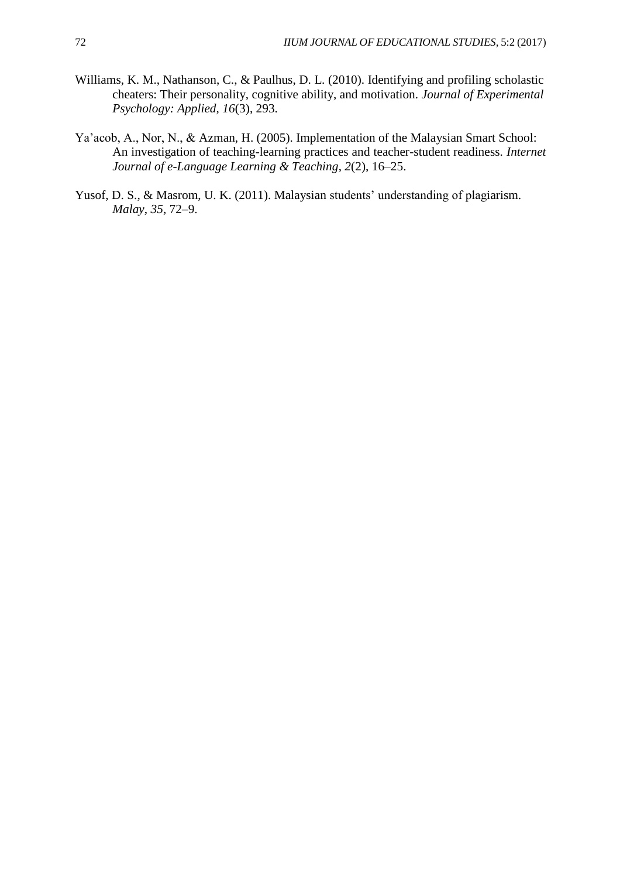Williams, K. M., Nathanson, C., & Paulhus, D. L. (2010). Identifying and profiling scholastic cheaters: Their personality, cognitive ability, and motivation. *Journal of Experimental Psychology: Applied*, *16*(3), 293.

Ya'acob, A., Nor, N., & Azman, H. (2005). Implementation of the Malaysian Smart School: An investigation of teaching-learning practices and teacher-student readiness. *Internet Journal of e-Language Learning & Teaching*, *2*(2), 16–25.

Yusof, D. S., & Masrom, U. K. (2011). Malaysian students' understanding of plagiarism. *Malay*, *35*, 72–9.